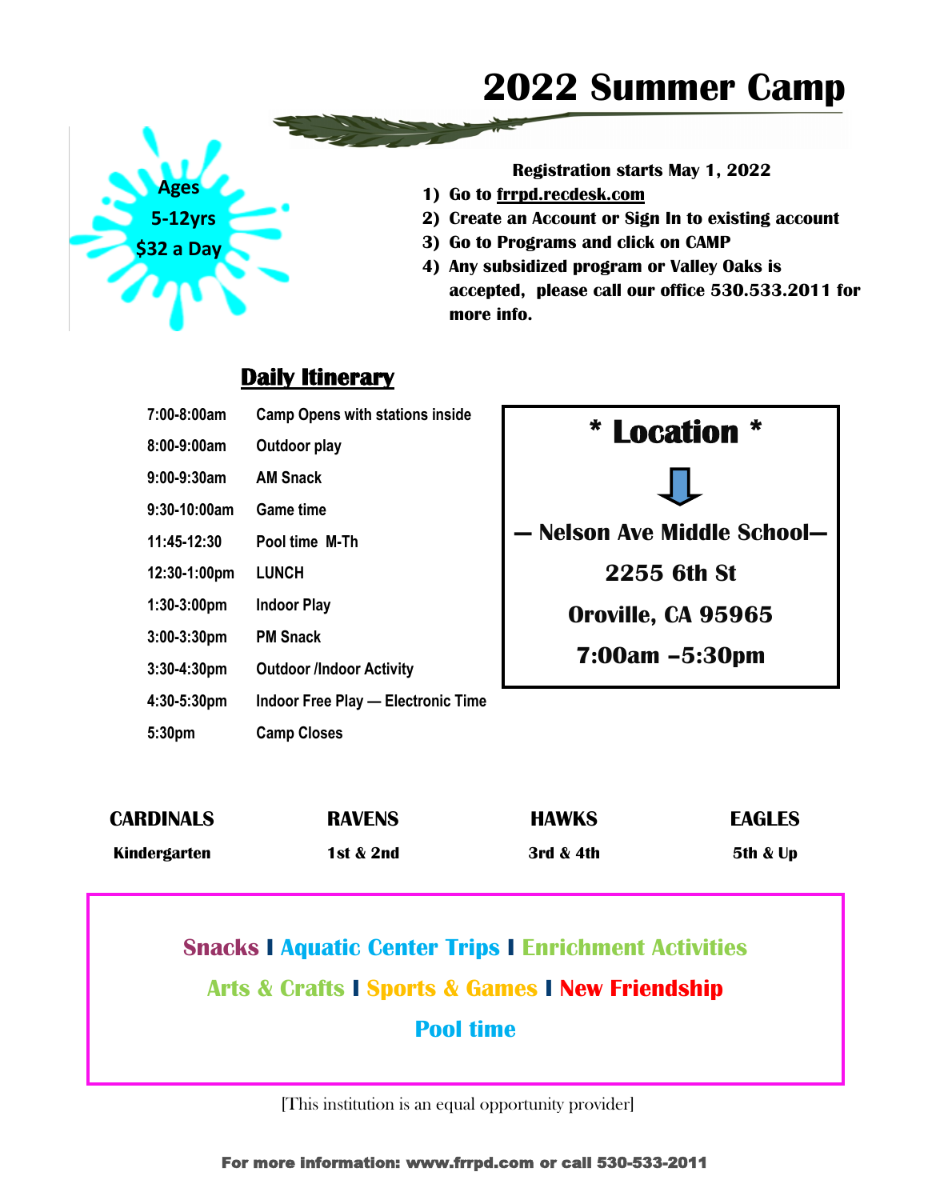# 2022 Summer Camp

Ages
5-12yrs
$32 a Day

**Registration starts May 1, 2022**

1) Go to frrpd.recdesk.com
2) Create an Account or Sign In to existing account
3) Go to Programs and click on CAMP
4) Any subsidized program or Valley Oaks is accepted, please call our office 530.533.2011 for more info.

## Daily Itinerary

| | |
|---|---|
| 7:00-8:00am | Camp Opens with stations inside |
| 8:00-9:00am | Outdoor play |
| 9:00-9:30am | AM Snack |
| 9:30-10:00am | Game time |
| 11:45-12:30 | Pool time M-Th |
| 12:30-1:00pm | LUNCH |
| 1:30-3:00pm | Indoor Play |
| 3:00-3:30pm | PM Snack |
| 3:30-4:30pm | Outdoor /Indoor Activity |
| 4:30-5:30pm | Indoor Free Play — Electronic Time |
| 5:30pm | Camp Closes |

**\* Location \***

**— Nelson Ave Middle School—**

**2255 6th St**

**Oroville, CA 95965**

**7:00am –5:30pm**

| CARDINALS | RAVENS | HAWKS | EAGLES |
|---|---|---|---|
| Kindergarten | 1st & 2nd | 3rd & 4th | 5th & Up |

**Snacks | Aquatic Center Trips | Enrichment Activities**

**Arts & Crafts | Sports & Games | New Friendship**

**Pool time**

[This institution is an equal opportunity provider]

**For more information: www.frrpd.com or call 530-533-2011**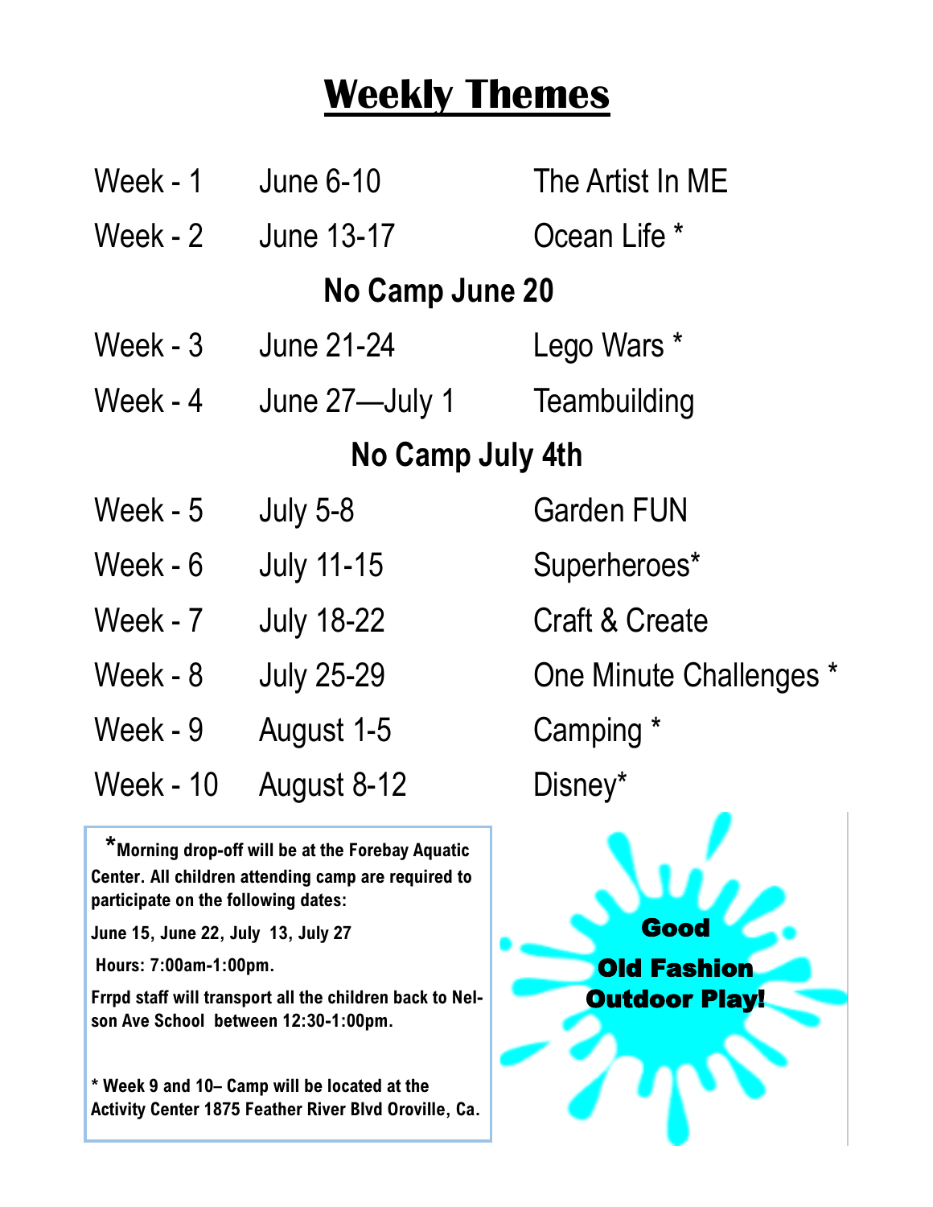# Weekly Themes

| | | |
|---|---|---|
| Week - 1 | June 6-10 | The Artist In ME |
| Week - 2 | June 13-17 | Ocean Life * |
| **No Camp June 20** | | |
| Week - 3 | June 21-24 | Lego Wars * |
| Week - 4 | June 27—July 1 | Teambuilding |
| **No Camp July 4th** | | |
| Week - 5 | July 5-8 | Garden FUN |
| Week - 6 | July 11-15 | Superheroes* |
| Week - 7 | July 18-22 | Craft & Create |
| Week - 8 | July 25-29 | One Minute Challenges * |
| Week - 9 | August 1-5 | Camping * |
| Week - 10 | August 8-12 | Disney* |

**\*Morning drop-off will be at the Forebay Aquatic Center. All children attending camp are required to participate on the following dates:**

**June 15, June 22, July 13, July 27**

**Hours: 7:00am-1:00pm.**

**Frrpd staff will transport all the children back to Nelson Ave School between 12:30-1:00pm.**

**\* Week 9 and 10– Camp will be located at the Activity Center 1875 Feather River Blvd Oroville, Ca.**

**Good Old Fashion Outdoor Play!**